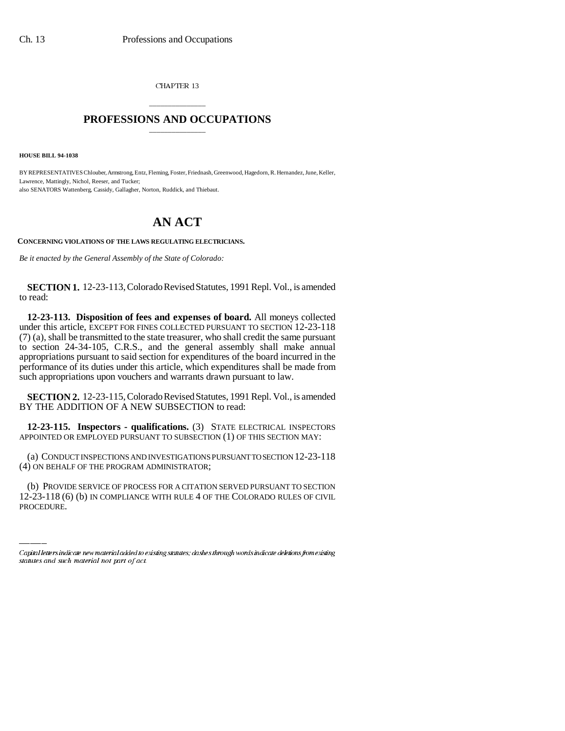CHAPTER 13

# PROFESSIONS AND OCCUPATIONS

**HOUSE BILL 94-1038**

BY REPRESENTATIVES Chlouber, Armstrong, Entz, Fleming, Foster, Friednash, Greenwood, Hagedorn, R. Hernandez, June, Keller, Lawrence, Mattingly, Nichol, Reeser, and Tucker;
also SENATORS Wattenberg, Cassidy, Gallagher, Norton, Ruddick, and Thiebaut.

# AN ACT

**CONCERNING VIOLATIONS OF THE LAWS REGULATING ELECTRICIANS.**

*Be it enacted by the General Assembly of the State of Colorado:*

**SECTION 1.** 12-23-113, Colorado Revised Statutes, 1991 Repl. Vol., is amended to read:

**12-23-113. Disposition of fees and expenses of board.** All moneys collected under this article, EXCEPT FOR FINES COLLECTED PURSUANT TO SECTION 12-23-118 (7) (a), shall be transmitted to the state treasurer, who shall credit the same pursuant to section 24-34-105, C.R.S., and the general assembly shall make annual appropriations pursuant to said section for expenditures of the board incurred in the performance of its duties under this article, which expenditures shall be made from such appropriations upon vouchers and warrants drawn pursuant to law.

**SECTION 2.** 12-23-115, Colorado Revised Statutes, 1991 Repl. Vol., is amended BY THE ADDITION OF A NEW SUBSECTION to read:

**12-23-115. Inspectors - qualifications.** (3) STATE ELECTRICAL INSPECTORS APPOINTED OR EMPLOYED PURSUANT TO SUBSECTION (1) OF THIS SECTION MAY:

(a) CONDUCT INSPECTIONS AND INVESTIGATIONS PURSUANT TO SECTION 12-23-118 (4) ON BEHALF OF THE PROGRAM ADMINISTRATOR;

(b) PROVIDE SERVICE OF PROCESS FOR A CITATION SERVED PURSUANT TO SECTION 12-23-118 (6) (b) IN COMPLIANCE WITH RULE 4 OF THE COLORADO RULES OF CIVIL PROCEDURE.

Capital letters indicate new material added to existing statutes; dashes through words indicate deletions from existing statutes and such material not part of act.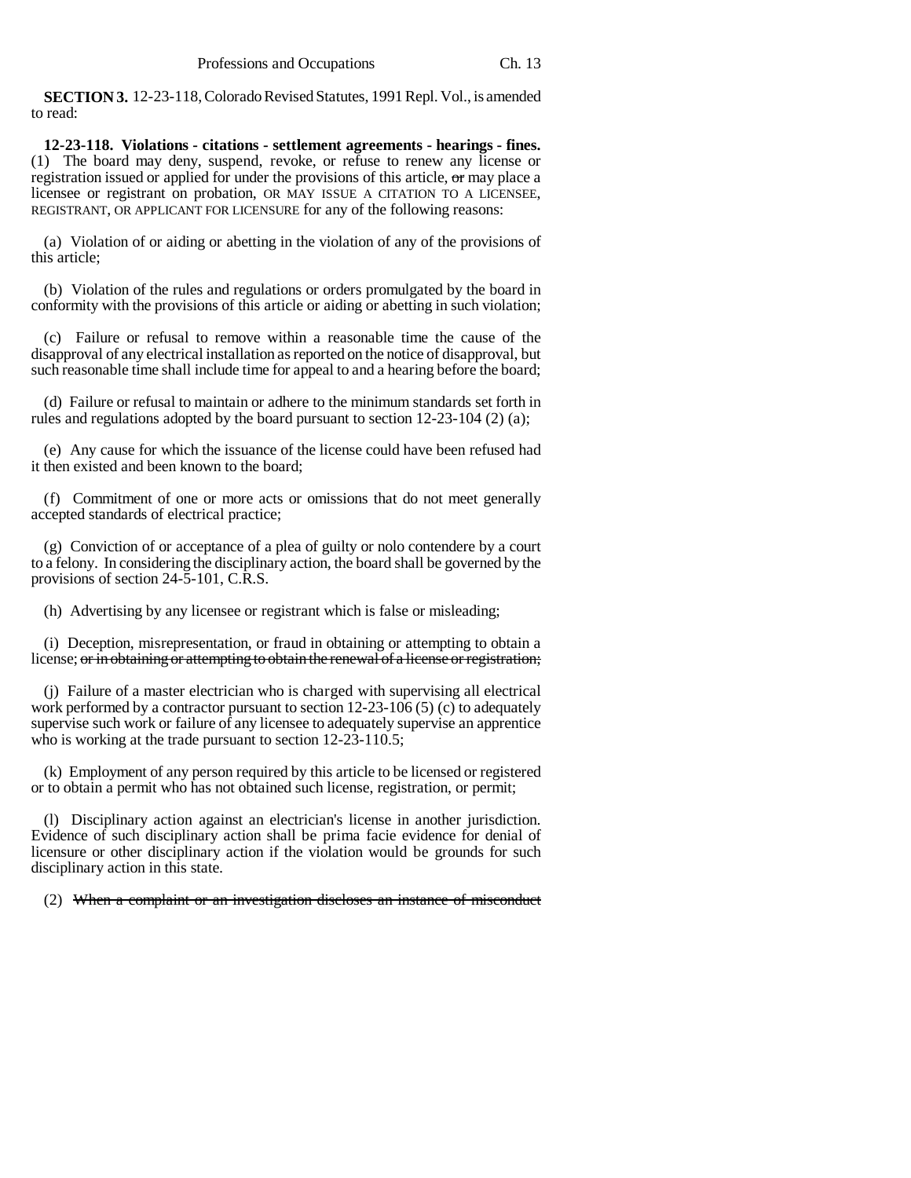**SECTION 3.** 12-23-118, Colorado Revised Statutes, 1991 Repl. Vol., is amended to read:

**12-23-118. Violations - citations - settlement agreements - hearings - fines.** (1) The board may deny, suspend, revoke, or refuse to renew any license or registration issued or applied for under the provisions of this article, ~~or~~ may place a licensee or registrant on probation, OR MAY ISSUE A CITATION TO A LICENSEE, REGISTRANT, OR APPLICANT FOR LICENSURE for any of the following reasons:

(a) Violation of or aiding or abetting in the violation of any of the provisions of this article;

(b) Violation of the rules and regulations or orders promulgated by the board in conformity with the provisions of this article or aiding or abetting in such violation;

(c) Failure or refusal to remove within a reasonable time the cause of the disapproval of any electrical installation as reported on the notice of disapproval, but such reasonable time shall include time for appeal to and a hearing before the board;

(d) Failure or refusal to maintain or adhere to the minimum standards set forth in rules and regulations adopted by the board pursuant to section 12-23-104 (2) (a);

(e) Any cause for which the issuance of the license could have been refused had it then existed and been known to the board;

(f) Commitment of one or more acts or omissions that do not meet generally accepted standards of electrical practice;

(g) Conviction of or acceptance of a plea of guilty or nolo contendere by a court to a felony. In considering the disciplinary action, the board shall be governed by the provisions of section 24-5-101, C.R.S.

(h) Advertising by any licensee or registrant which is false or misleading;

(i) Deception, misrepresentation, or fraud in obtaining or attempting to obtain a license; ~~or in obtaining or attempting to obtain the renewal of a license or registration;~~

(j) Failure of a master electrician who is charged with supervising all electrical work performed by a contractor pursuant to section 12-23-106 (5) (c) to adequately supervise such work or failure of any licensee to adequately supervise an apprentice who is working at the trade pursuant to section 12-23-110.5;

(k) Employment of any person required by this article to be licensed or registered or to obtain a permit who has not obtained such license, registration, or permit;

(l) Disciplinary action against an electrician's license in another jurisdiction. Evidence of such disciplinary action shall be prima facie evidence for denial of licensure or other disciplinary action if the violation would be grounds for such disciplinary action in this state.

(2) ~~When a complaint or an investigation discloses an instance of misconduct~~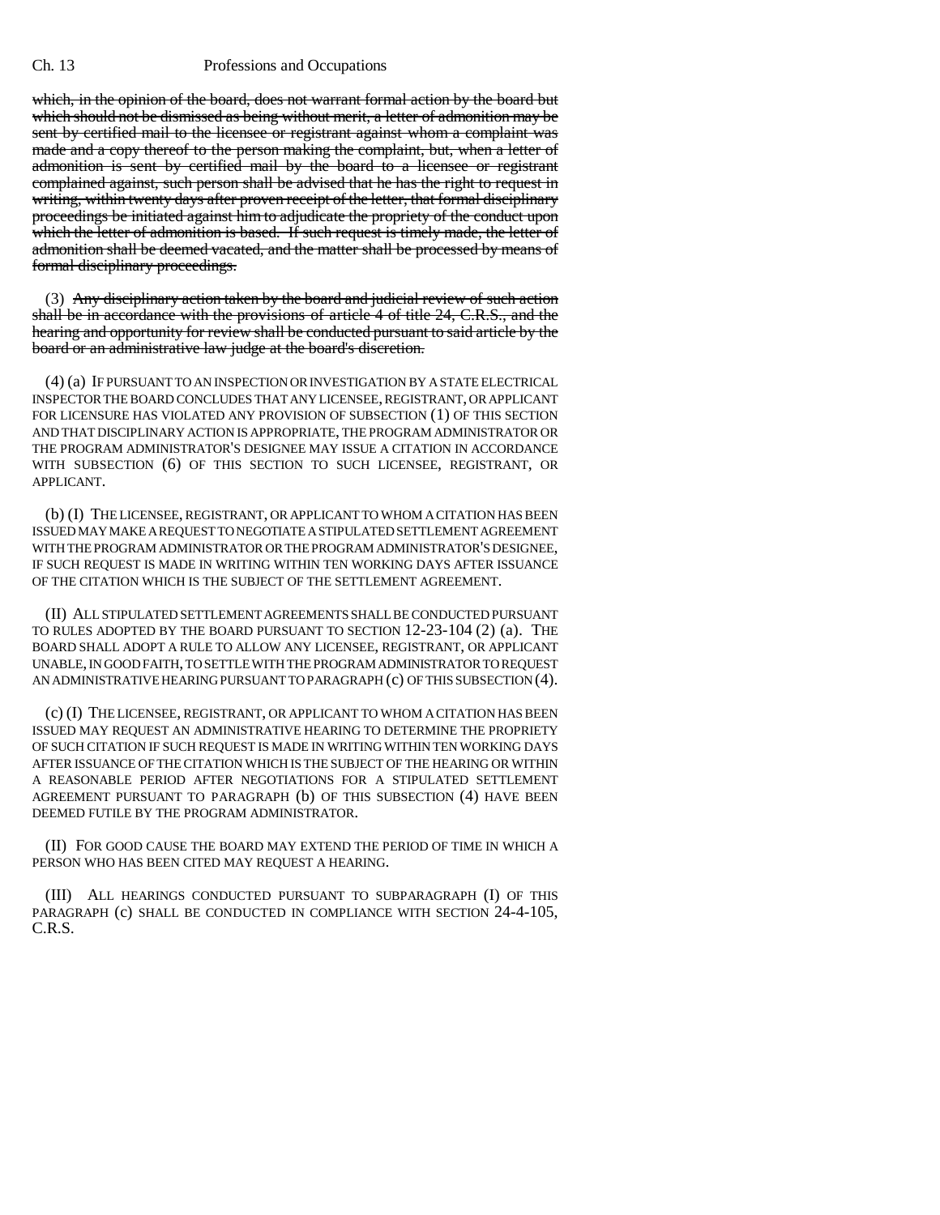which, in the opinion of the board, does not warrant formal action by the board but which should not be dismissed as being without merit, a letter of admonition may be sent by certified mail to the licensee or registrant against whom a complaint was made and a copy thereof to the person making the complaint, but, when a letter of admonition is sent by certified mail by the board to a licensee or registrant complained against, such person shall be advised that he has the right to request in writing, within twenty days after proven receipt of the letter, that formal disciplinary proceedings be initiated against him to adjudicate the propriety of the conduct upon which the letter of admonition is based. If such request is timely made, the letter of admonition shall be deemed vacated, and the matter shall be processed by means of formal disciplinary proceedings.

(3) Any disciplinary action taken by the board and judicial review of such action shall be in accordance with the provisions of article 4 of title 24, C.R.S., and the hearing and opportunity for review shall be conducted pursuant to said article by the board or an administrative law judge at the board's discretion.

(4) (a) IF PURSUANT TO AN INSPECTION OR INVESTIGATION BY A STATE ELECTRICAL INSPECTOR THE BOARD CONCLUDES THAT ANY LICENSEE, REGISTRANT, OR APPLICANT FOR LICENSURE HAS VIOLATED ANY PROVISION OF SUBSECTION (1) OF THIS SECTION AND THAT DISCIPLINARY ACTION IS APPROPRIATE, THE PROGRAM ADMINISTRATOR OR THE PROGRAM ADMINISTRATOR'S DESIGNEE MAY ISSUE A CITATION IN ACCORDANCE WITH SUBSECTION (6) OF THIS SECTION TO SUCH LICENSEE, REGISTRANT, OR APPLICANT.

(b) (I) THE LICENSEE, REGISTRANT, OR APPLICANT TO WHOM A CITATION HAS BEEN ISSUED MAY MAKE A REQUEST TO NEGOTIATE A STIPULATED SETTLEMENT AGREEMENT WITH THE PROGRAM ADMINISTRATOR OR THE PROGRAM ADMINISTRATOR'S DESIGNEE, IF SUCH REQUEST IS MADE IN WRITING WITHIN TEN WORKING DAYS AFTER ISSUANCE OF THE CITATION WHICH IS THE SUBJECT OF THE SETTLEMENT AGREEMENT.

(II) ALL STIPULATED SETTLEMENT AGREEMENTS SHALL BE CONDUCTED PURSUANT TO RULES ADOPTED BY THE BOARD PURSUANT TO SECTION 12-23-104 (2) (a). THE BOARD SHALL ADOPT A RULE TO ALLOW ANY LICENSEE, REGISTRANT, OR APPLICANT UNABLE, IN GOOD FAITH, TO SETTLE WITH THE PROGRAM ADMINISTRATOR TO REQUEST AN ADMINISTRATIVE HEARING PURSUANT TO PARAGRAPH (c) OF THIS SUBSECTION (4).

(c) (I) THE LICENSEE, REGISTRANT, OR APPLICANT TO WHOM A CITATION HAS BEEN ISSUED MAY REQUEST AN ADMINISTRATIVE HEARING TO DETERMINE THE PROPRIETY OF SUCH CITATION IF SUCH REQUEST IS MADE IN WRITING WITHIN TEN WORKING DAYS AFTER ISSUANCE OF THE CITATION WHICH IS THE SUBJECT OF THE HEARING OR WITHIN A REASONABLE PERIOD AFTER NEGOTIATIONS FOR A STIPULATED SETTLEMENT AGREEMENT PURSUANT TO PARAGRAPH (b) OF THIS SUBSECTION (4) HAVE BEEN DEEMED FUTILE BY THE PROGRAM ADMINISTRATOR.

(II) FOR GOOD CAUSE THE BOARD MAY EXTEND THE PERIOD OF TIME IN WHICH A PERSON WHO HAS BEEN CITED MAY REQUEST A HEARING.

(III) ALL HEARINGS CONDUCTED PURSUANT TO SUBPARAGRAPH (I) OF THIS PARAGRAPH (c) SHALL BE CONDUCTED IN COMPLIANCE WITH SECTION 24-4-105, C.R.S.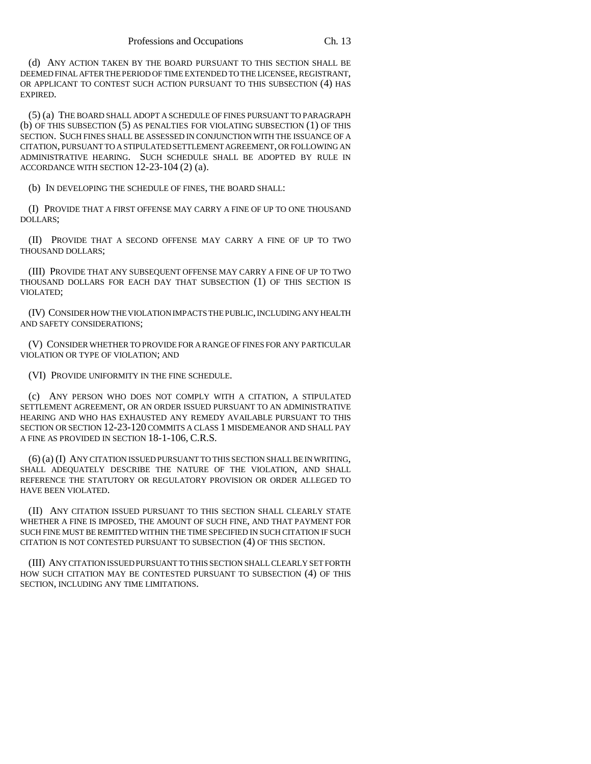(d) ANY ACTION TAKEN BY THE BOARD PURSUANT TO THIS SECTION SHALL BE DEEMED FINAL AFTER THE PERIOD OF TIME EXTENDED TO THE LICENSEE, REGISTRANT, OR APPLICANT TO CONTEST SUCH ACTION PURSUANT TO THIS SUBSECTION (4) HAS EXPIRED.

(5) (a) THE BOARD SHALL ADOPT A SCHEDULE OF FINES PURSUANT TO PARAGRAPH (b) OF THIS SUBSECTION (5) AS PENALTIES FOR VIOLATING SUBSECTION (1) OF THIS SECTION. SUCH FINES SHALL BE ASSESSED IN CONJUNCTION WITH THE ISSUANCE OF A CITATION, PURSUANT TO A STIPULATED SETTLEMENT AGREEMENT, OR FOLLOWING AN ADMINISTRATIVE HEARING. SUCH SCHEDULE SHALL BE ADOPTED BY RULE IN ACCORDANCE WITH SECTION 12-23-104 (2) (a).

(b) IN DEVELOPING THE SCHEDULE OF FINES, THE BOARD SHALL:

(I) PROVIDE THAT A FIRST OFFENSE MAY CARRY A FINE OF UP TO ONE THOUSAND DOLLARS;

(II) PROVIDE THAT A SECOND OFFENSE MAY CARRY A FINE OF UP TO TWO THOUSAND DOLLARS;

(III) PROVIDE THAT ANY SUBSEQUENT OFFENSE MAY CARRY A FINE OF UP TO TWO THOUSAND DOLLARS FOR EACH DAY THAT SUBSECTION (1) OF THIS SECTION IS VIOLATED;

(IV) CONSIDER HOW THE VIOLATION IMPACTS THE PUBLIC, INCLUDING ANY HEALTH AND SAFETY CONSIDERATIONS;

(V) CONSIDER WHETHER TO PROVIDE FOR A RANGE OF FINES FOR ANY PARTICULAR VIOLATION OR TYPE OF VIOLATION; AND

(VI) PROVIDE UNIFORMITY IN THE FINE SCHEDULE.

(c) ANY PERSON WHO DOES NOT COMPLY WITH A CITATION, A STIPULATED SETTLEMENT AGREEMENT, OR AN ORDER ISSUED PURSUANT TO AN ADMINISTRATIVE HEARING AND WHO HAS EXHAUSTED ANY REMEDY AVAILABLE PURSUANT TO THIS SECTION OR SECTION 12-23-120 COMMITS A CLASS 1 MISDEMEANOR AND SHALL PAY A FINE AS PROVIDED IN SECTION 18-1-106, C.R.S.

(6) (a) (I) ANY CITATION ISSUED PURSUANT TO THIS SECTION SHALL BE IN WRITING, SHALL ADEQUATELY DESCRIBE THE NATURE OF THE VIOLATION, AND SHALL REFERENCE THE STATUTORY OR REGULATORY PROVISION OR ORDER ALLEGED TO HAVE BEEN VIOLATED.

(II) ANY CITATION ISSUED PURSUANT TO THIS SECTION SHALL CLEARLY STATE WHETHER A FINE IS IMPOSED, THE AMOUNT OF SUCH FINE, AND THAT PAYMENT FOR SUCH FINE MUST BE REMITTED WITHIN THE TIME SPECIFIED IN SUCH CITATION IF SUCH CITATION IS NOT CONTESTED PURSUANT TO SUBSECTION (4) OF THIS SECTION.

(III) ANY CITATION ISSUED PURSUANT TO THIS SECTION SHALL CLEARLY SET FORTH HOW SUCH CITATION MAY BE CONTESTED PURSUANT TO SUBSECTION (4) OF THIS SECTION, INCLUDING ANY TIME LIMITATIONS.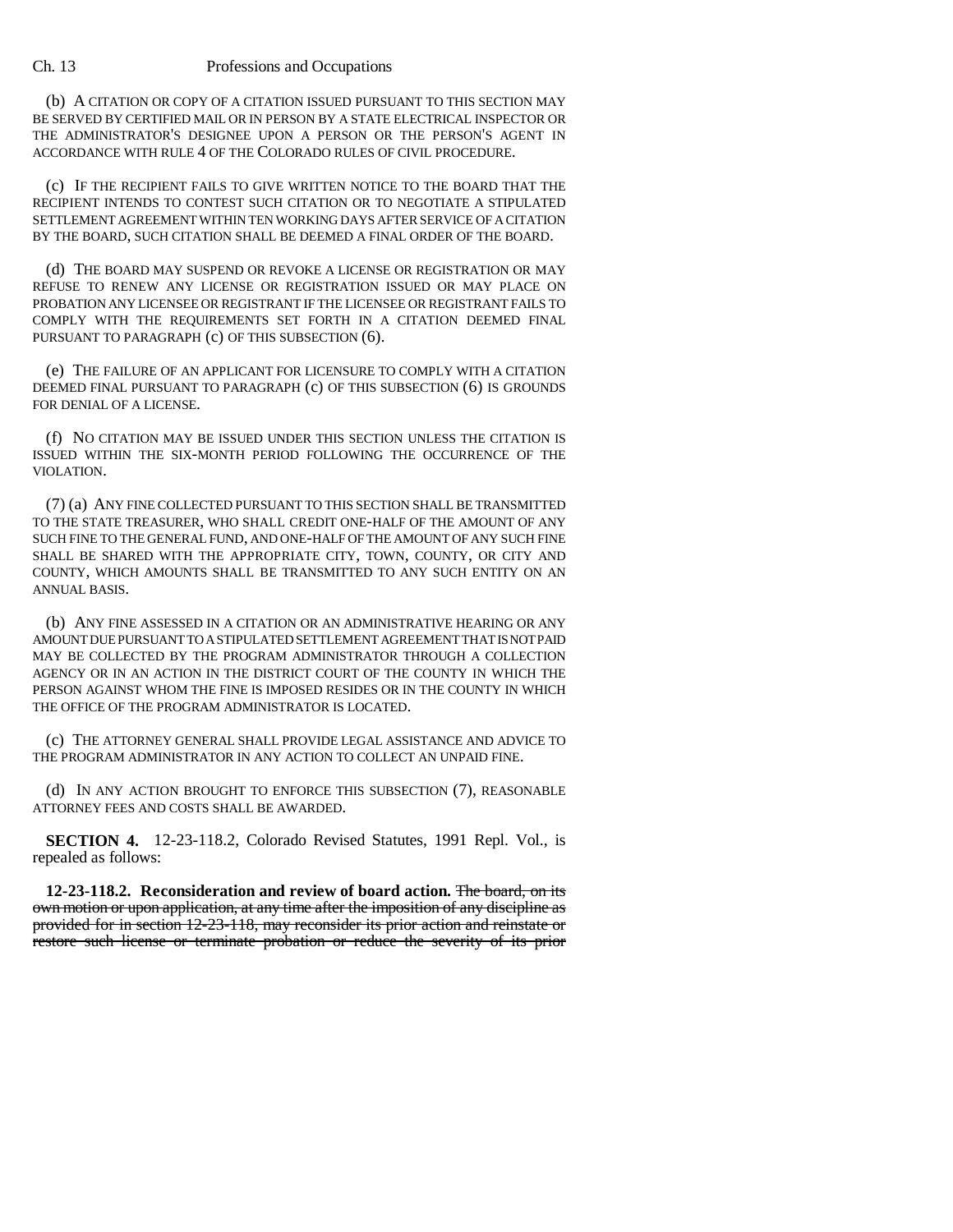(b) A CITATION OR COPY OF A CITATION ISSUED PURSUANT TO THIS SECTION MAY BE SERVED BY CERTIFIED MAIL OR IN PERSON BY A STATE ELECTRICAL INSPECTOR OR THE ADMINISTRATOR'S DESIGNEE UPON A PERSON OR THE PERSON'S AGENT IN ACCORDANCE WITH RULE 4 OF THE COLORADO RULES OF CIVIL PROCEDURE.

(c) IF THE RECIPIENT FAILS TO GIVE WRITTEN NOTICE TO THE BOARD THAT THE RECIPIENT INTENDS TO CONTEST SUCH CITATION OR TO NEGOTIATE A STIPULATED SETTLEMENT AGREEMENT WITHIN TEN WORKING DAYS AFTER SERVICE OF A CITATION BY THE BOARD, SUCH CITATION SHALL BE DEEMED A FINAL ORDER OF THE BOARD.

(d) THE BOARD MAY SUSPEND OR REVOKE A LICENSE OR REGISTRATION OR MAY REFUSE TO RENEW ANY LICENSE OR REGISTRATION ISSUED OR MAY PLACE ON PROBATION ANY LICENSEE OR REGISTRANT IF THE LICENSEE OR REGISTRANT FAILS TO COMPLY WITH THE REQUIREMENTS SET FORTH IN A CITATION DEEMED FINAL PURSUANT TO PARAGRAPH (c) OF THIS SUBSECTION (6).

(e) THE FAILURE OF AN APPLICANT FOR LICENSURE TO COMPLY WITH A CITATION DEEMED FINAL PURSUANT TO PARAGRAPH (c) OF THIS SUBSECTION (6) IS GROUNDS FOR DENIAL OF A LICENSE.

(f) NO CITATION MAY BE ISSUED UNDER THIS SECTION UNLESS THE CITATION IS ISSUED WITHIN THE SIX-MONTH PERIOD FOLLOWING THE OCCURRENCE OF THE VIOLATION.

(7) (a) ANY FINE COLLECTED PURSUANT TO THIS SECTION SHALL BE TRANSMITTED TO THE STATE TREASURER, WHO SHALL CREDIT ONE-HALF OF THE AMOUNT OF ANY SUCH FINE TO THE GENERAL FUND, AND ONE-HALF OF THE AMOUNT OF ANY SUCH FINE SHALL BE SHARED WITH THE APPROPRIATE CITY, TOWN, COUNTY, OR CITY AND COUNTY, WHICH AMOUNTS SHALL BE TRANSMITTED TO ANY SUCH ENTITY ON AN ANNUAL BASIS.

(b) ANY FINE ASSESSED IN A CITATION OR AN ADMINISTRATIVE HEARING OR ANY AMOUNT DUE PURSUANT TO A STIPULATED SETTLEMENT AGREEMENT THAT IS NOT PAID MAY BE COLLECTED BY THE PROGRAM ADMINISTRATOR THROUGH A COLLECTION AGENCY OR IN AN ACTION IN THE DISTRICT COURT OF THE COUNTY IN WHICH THE PERSON AGAINST WHOM THE FINE IS IMPOSED RESIDES OR IN THE COUNTY IN WHICH THE OFFICE OF THE PROGRAM ADMINISTRATOR IS LOCATED.

(c) THE ATTORNEY GENERAL SHALL PROVIDE LEGAL ASSISTANCE AND ADVICE TO THE PROGRAM ADMINISTRATOR IN ANY ACTION TO COLLECT AN UNPAID FINE.

(d) IN ANY ACTION BROUGHT TO ENFORCE THIS SUBSECTION (7), REASONABLE ATTORNEY FEES AND COSTS SHALL BE AWARDED.

**SECTION 4.** 12-23-118.2, Colorado Revised Statutes, 1991 Repl. Vol., is repealed as follows:

**12-23-118.2. Reconsideration and review of board action.** ~~The board, on its own motion or upon application, at any time after the imposition of any discipline as provided for in section 12-23-118, may reconsider its prior action and reinstate or restore such license or terminate probation or reduce the severity of its prior~~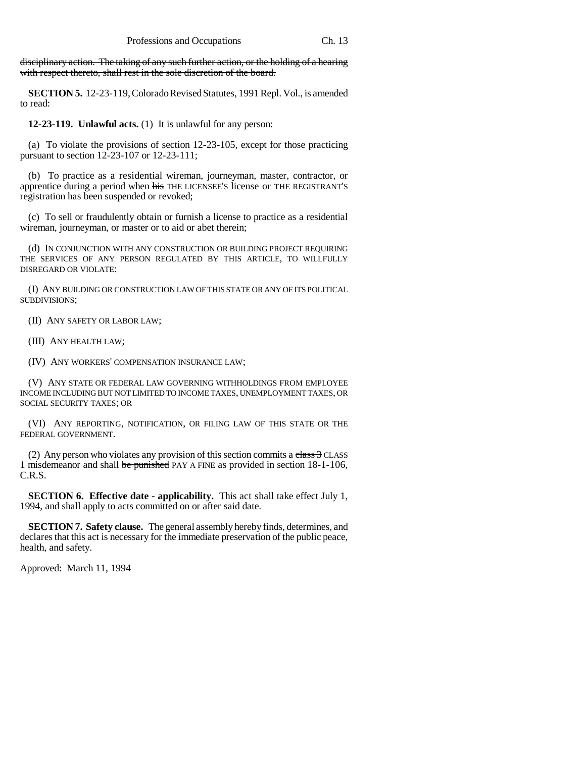~~disciplinary action. The taking of any such further action, or the holding of a hearing with respect thereto, shall rest in the sole discretion of the board.~~

**SECTION 5.** 12-23-119, Colorado Revised Statutes, 1991 Repl. Vol., is amended to read:

**12-23-119. Unlawful acts.** (1) It is unlawful for any person:

(a) To violate the provisions of section 12-23-105, except for those practicing pursuant to section 12-23-107 or 12-23-111;

(b) To practice as a residential wireman, journeyman, master, contractor, or apprentice during a period when ~~his~~ THE LICENSEE'S license or THE REGISTRANT'S registration has been suspended or revoked;

(c) To sell or fraudulently obtain or furnish a license to practice as a residential wireman, journeyman, or master or to aid or abet therein;

(d) IN CONJUNCTION WITH ANY CONSTRUCTION OR BUILDING PROJECT REQUIRING THE SERVICES OF ANY PERSON REGULATED BY THIS ARTICLE, TO WILLFULLY DISREGARD OR VIOLATE:

(I) ANY BUILDING OR CONSTRUCTION LAW OF THIS STATE OR ANY OF ITS POLITICAL SUBDIVISIONS;

(II) ANY SAFETY OR LABOR LAW;

(III) ANY HEALTH LAW;

(IV) ANY WORKERS' COMPENSATION INSURANCE LAW;

(V) ANY STATE OR FEDERAL LAW GOVERNING WITHHOLDINGS FROM EMPLOYEE INCOME INCLUDING BUT NOT LIMITED TO INCOME TAXES, UNEMPLOYMENT TAXES, OR SOCIAL SECURITY TAXES; OR

(VI) ANY REPORTING, NOTIFICATION, OR FILING LAW OF THIS STATE OR THE FEDERAL GOVERNMENT.

(2) Any person who violates any provision of this section commits a ~~class 3~~ CLASS 1 misdemeanor and shall ~~be punished~~ PAY A FINE as provided in section 18-1-106, C.R.S.

**SECTION 6. Effective date - applicability.** This act shall take effect July 1, 1994, and shall apply to acts committed on or after said date.

**SECTION 7. Safety clause.** The general assembly hereby finds, determines, and declares that this act is necessary for the immediate preservation of the public peace, health, and safety.

Approved: March 11, 1994